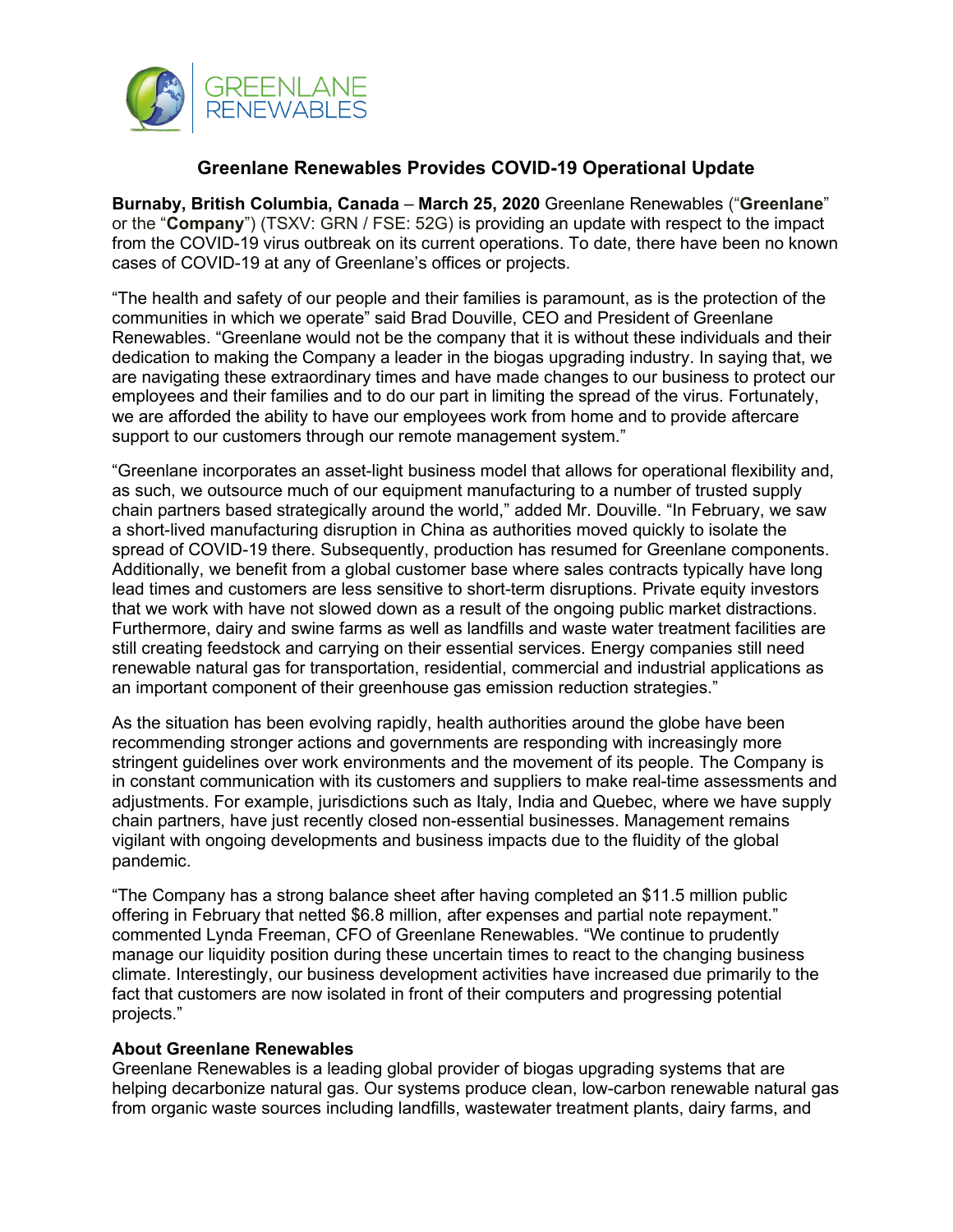GREENLANE RENEWABLES

# Greenlane Renewables Provides COVID-19 Operational Update

**Burnaby, British Columbia, Canada** – **March 25, 2020** Greenlane Renewables ("**Greenlane**" or the "**Company**") (TSXV: GRN / FSE: 52G) is providing an update with respect to the impact from the COVID-19 virus outbreak on its current operations. To date, there have been no known cases of COVID-19 at any of Greenlane's offices or projects.

"The health and safety of our people and their families is paramount, as is the protection of the communities in which we operate" said Brad Douville, CEO and President of Greenlane Renewables. "Greenlane would not be the company that it is without these individuals and their dedication to making the Company a leader in the biogas upgrading industry. In saying that, we are navigating these extraordinary times and have made changes to our business to protect our employees and their families and to do our part in limiting the spread of the virus. Fortunately, we are afforded the ability to have our employees work from home and to provide aftercare support to our customers through our remote management system."

"Greenlane incorporates an asset-light business model that allows for operational flexibility and, as such, we outsource much of our equipment manufacturing to a number of trusted supply chain partners based strategically around the world," added Mr. Douville. "In February, we saw a short-lived manufacturing disruption in China as authorities moved quickly to isolate the spread of COVID-19 there. Subsequently, production has resumed for Greenlane components. Additionally, we benefit from a global customer base where sales contracts typically have long lead times and customers are less sensitive to short-term disruptions. Private equity investors that we work with have not slowed down as a result of the ongoing public market distractions. Furthermore, dairy and swine farms as well as landfills and waste water treatment facilities are still creating feedstock and carrying on their essential services. Energy companies still need renewable natural gas for transportation, residential, commercial and industrial applications as an important component of their greenhouse gas emission reduction strategies."

As the situation has been evolving rapidly, health authorities around the globe have been recommending stronger actions and governments are responding with increasingly more stringent guidelines over work environments and the movement of its people. The Company is in constant communication with its customers and suppliers to make real-time assessments and adjustments. For example, jurisdictions such as Italy, India and Quebec, where we have supply chain partners, have just recently closed non-essential businesses. Management remains vigilant with ongoing developments and business impacts due to the fluidity of the global pandemic.

"The Company has a strong balance sheet after having completed an $11.5 million public offering in February that netted $6.8 million, after expenses and partial note repayment." commented Lynda Freeman, CFO of Greenlane Renewables. "We continue to prudently manage our liquidity position during these uncertain times to react to the changing business climate. Interestingly, our business development activities have increased due primarily to the fact that customers are now isolated in front of their computers and progressing potential projects."

**About Greenlane Renewables**

Greenlane Renewables is a leading global provider of biogas upgrading systems that are helping decarbonize natural gas. Our systems produce clean, low-carbon renewable natural gas from organic waste sources including landfills, wastewater treatment plants, dairy farms, and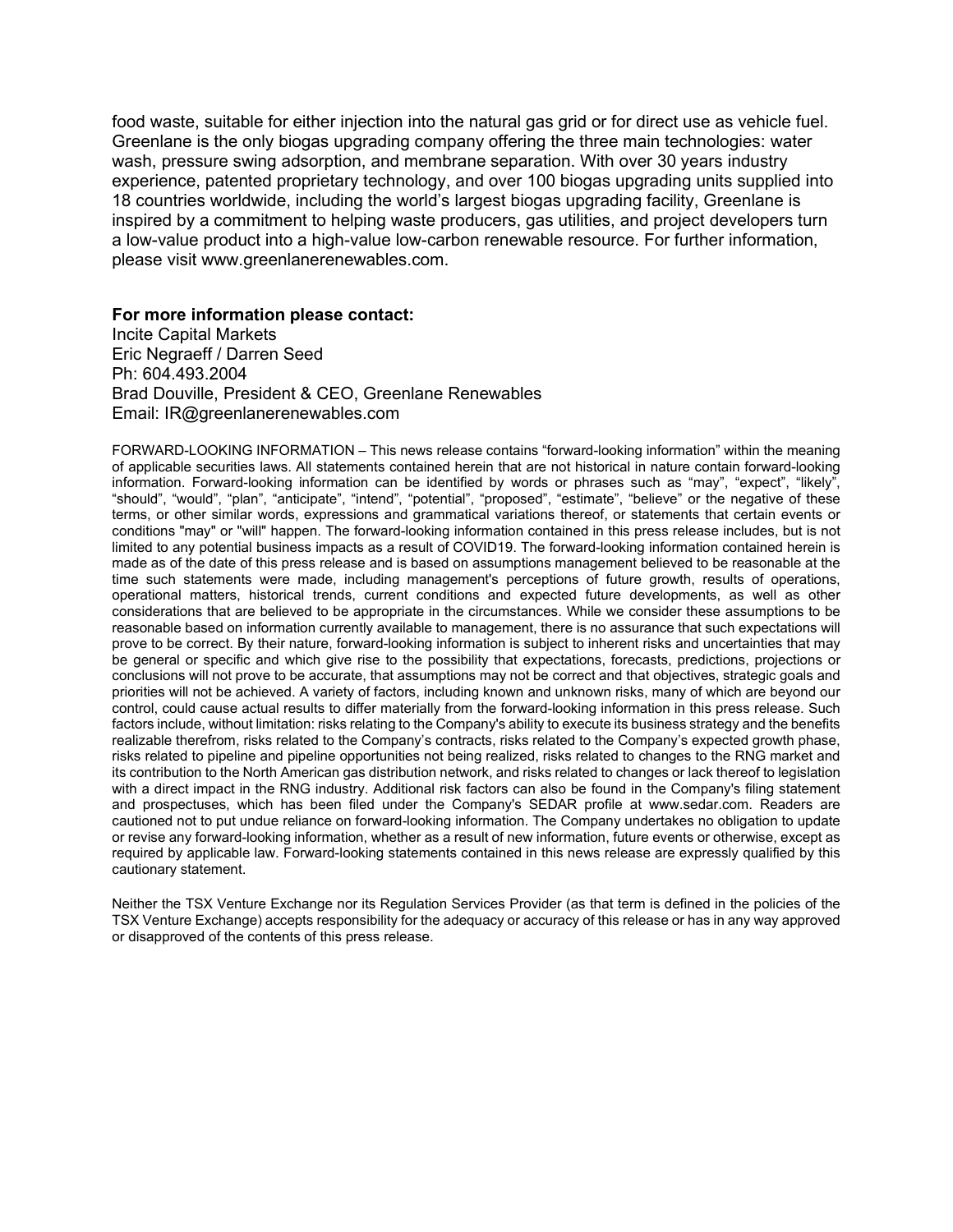food waste, suitable for either injection into the natural gas grid or for direct use as vehicle fuel. Greenlane is the only biogas upgrading company offering the three main technologies: water wash, pressure swing adsorption, and membrane separation. With over 30 years industry experience, patented proprietary technology, and over 100 biogas upgrading units supplied into 18 countries worldwide, including the world's largest biogas upgrading facility, Greenlane is inspired by a commitment to helping waste producers, gas utilities, and project developers turn a low-value product into a high-value low-carbon renewable resource. For further information, please visit www.greenlanerenewables.com.

**For more information please contact:**
Incite Capital Markets
Eric Negraeff / Darren Seed
Ph: 604.493.2004
Brad Douville, President & CEO, Greenlane Renewables
Email: IR@greenlanerenewables.com

FORWARD-LOOKING INFORMATION – This news release contains "forward-looking information" within the meaning of applicable securities laws. All statements contained herein that are not historical in nature contain forward-looking information. Forward-looking information can be identified by words or phrases such as "may", "expect", "likely", "should", "would", "plan", "anticipate", "intend", "potential", "proposed", "estimate", "believe" or the negative of these terms, or other similar words, expressions and grammatical variations thereof, or statements that certain events or conditions "may" or "will" happen. The forward-looking information contained in this press release includes, but is not limited to any potential business impacts as a result of COVID19. The forward-looking information contained herein is made as of the date of this press release and is based on assumptions management believed to be reasonable at the time such statements were made, including management's perceptions of future growth, results of operations, operational matters, historical trends, current conditions and expected future developments, as well as other considerations that are believed to be appropriate in the circumstances. While we consider these assumptions to be reasonable based on information currently available to management, there is no assurance that such expectations will prove to be correct. By their nature, forward-looking information is subject to inherent risks and uncertainties that may be general or specific and which give rise to the possibility that expectations, forecasts, predictions, projections or conclusions will not prove to be accurate, that assumptions may not be correct and that objectives, strategic goals and priorities will not be achieved. A variety of factors, including known and unknown risks, many of which are beyond our control, could cause actual results to differ materially from the forward-looking information in this press release. Such factors include, without limitation: risks relating to the Company's ability to execute its business strategy and the benefits realizable therefrom, risks related to the Company's contracts, risks related to the Company's expected growth phase, risks related to pipeline and pipeline opportunities not being realized, risks related to changes to the RNG market and its contribution to the North American gas distribution network, and risks related to changes or lack thereof to legislation with a direct impact in the RNG industry. Additional risk factors can also be found in the Company's filing statement and prospectuses, which has been filed under the Company's SEDAR profile at www.sedar.com. Readers are cautioned not to put undue reliance on forward-looking information. The Company undertakes no obligation to update or revise any forward-looking information, whether as a result of new information, future events or otherwise, except as required by applicable law. Forward-looking statements contained in this news release are expressly qualified by this cautionary statement.

Neither the TSX Venture Exchange nor its Regulation Services Provider (as that term is defined in the policies of the TSX Venture Exchange) accepts responsibility for the adequacy or accuracy of this release or has in any way approved or disapproved of the contents of this press release.